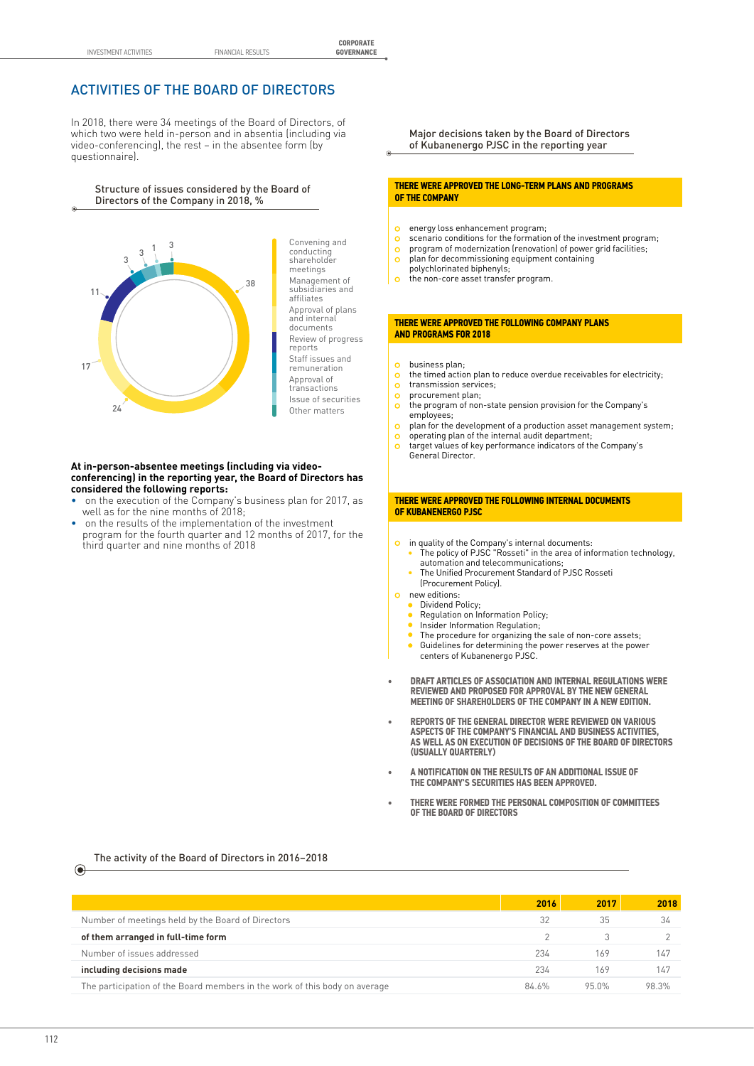## ACTIVITIES OF THE BOARD OF DIRECTORS

In 2018, there were 34 meetings of the Board of Directors, of which two were held in-person and in absentia (including via video-conferencing), the rest – in the absentee form (by questionnaire).

Structure of issues considered by the Board of Directors of the Company in 2018, %

| Category | % |
|---|---|
| Convening and conducting shareholder meetings | 38 |
| Management of subsidiaries and affiliates | 24 |
| Approval of plans and internal documents | 17 |
| Review of progress reports | 11 |
| Staff issues and remuneration | 3 |
| Approval of transactions | 3 |
| Issue of securities | 1 |
| Other matters | 3 |

**At in-person-absentee meetings (including via video-conferencing) in the reporting year, the Board of Directors has considered the following reports:**

- on the execution of the Company's business plan for 2017, as well as for the nine months of 2018;
- on the results of the implementation of the investment program for the fourth quarter and 12 months of 2017, for the third quarter and nine months of 2018

Major decisions taken by the Board of Directors of Kubanenergo PJSC in the reporting year

**THERE WERE APPROVED THE LONG-TERM PLANS AND PROGRAMS OF THE COMPANY**

- energy loss enhancement program;
- scenario conditions for the formation of the investment program;
- program of modernization (renovation) of power grid facilities;
- plan for decommissioning equipment containing polychlorinated biphenyls;
- the non-core asset transfer program.

**THERE WERE APPROVED THE FOLLOWING COMPANY PLANS AND PROGRAMS FOR 2018**

- business plan;
- the timed action plan to reduce overdue receivables for electricity;
- transmission services;
- procurement plan;
- the program of non-state pension provision for the Company's employees;
- plan for the development of a production asset management system;
- operating plan of the internal audit department;
- target values of key performance indicators of the Company's General Director.

**THERE WERE APPROVED THE FOLLOWING INTERNAL DOCUMENTS OF KUBANENERGO PJSC**

- in quality of the Company's internal documents:
  - The policy of PJSC "Rosseti" in the area of information technology, automation and telecommunications;
  - The Unified Procurement Standard of PJSC Rosseti (Procurement Policy).
- new editions:
  - Dividend Policy;
  - Regulation on Information Policy;
  - Insider Information Regulation;
  - The procedure for organizing the sale of non-core assets;
  - Guidelines for determining the power reserves at the power centers of Kubanenergo PJSC.

- **DRAFT ARTICLES OF ASSOCIATION AND INTERNAL REGULATIONS WERE REVIEWED AND PROPOSED FOR APPROVAL BY THE NEW GENERAL MEETING OF SHAREHOLDERS OF THE COMPANY IN A NEW EDITION.**
- **REPORTS OF THE GENERAL DIRECTOR WERE REVIEWED ON VARIOUS ASPECTS OF THE COMPANY'S FINANCIAL AND BUSINESS ACTIVITIES, AS WELL AS ON EXECUTION OF DECISIONS OF THE BOARD OF DIRECTORS (USUALLY QUARTERLY)**
- **A NOTIFICATION ON THE RESULTS OF AN ADDITIONAL ISSUE OF THE COMPANY'S SECURITIES HAS BEEN APPROVED.**
- **THERE WERE FORMED THE PERSONAL COMPOSITION OF COMMITTEES OF THE BOARD OF DIRECTORS**

The activity of the Board of Directors in 2016–2018

| | 2016 | 2017 | 2018 |
|---|---|---|---|
| Number of meetings held by the Board of Directors | 32 | 35 | 34 |
| **of them arranged in full-time form** | 2 | 3 | 2 |
| Number of issues addressed | 234 | 169 | 147 |
| **including decisions made** | 234 | 169 | 147 |
| The participation of the Board members in the work of this body on average | 84.6% | 95.0% | 98.3% |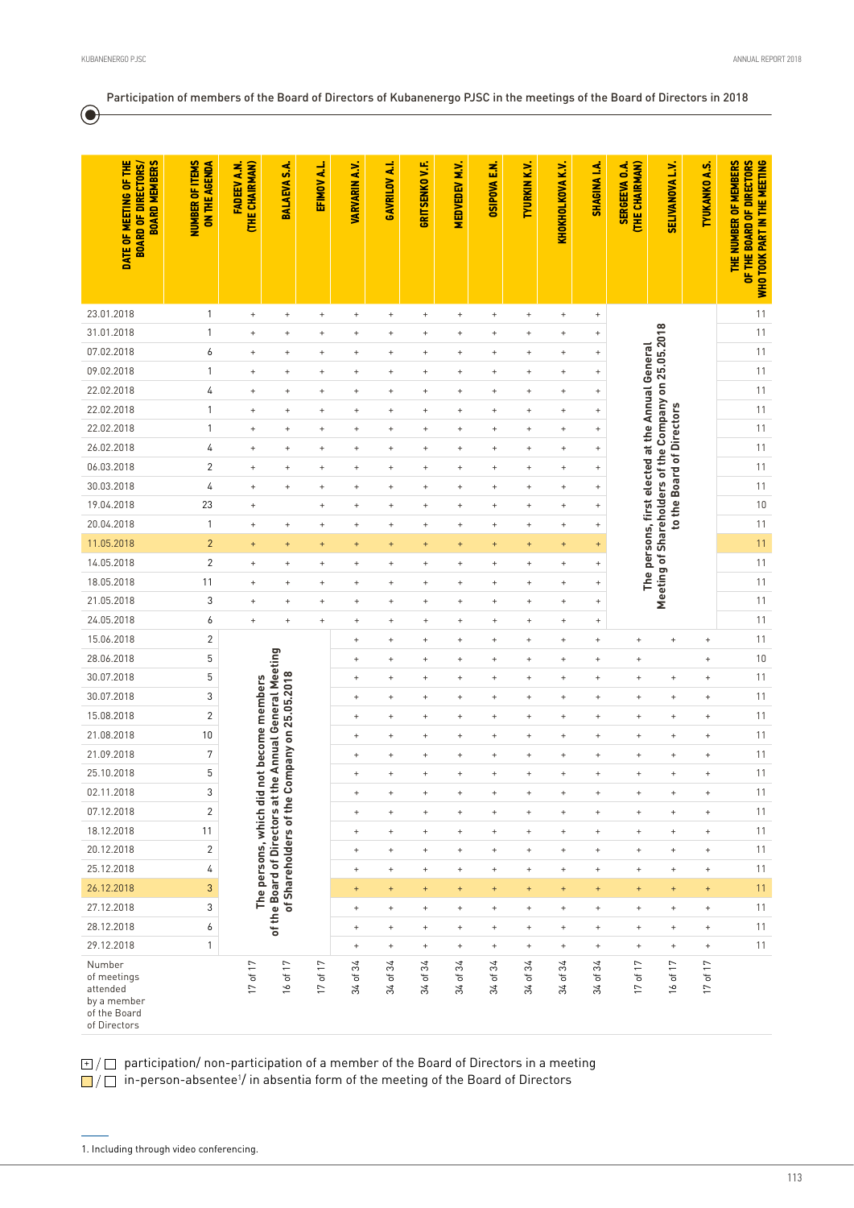Participation of members of the Board of Directors of Kubanenergo PJSC in the meetings of the Board of Directors in 2018

| DATE OF MEETING OF THE BOARD OF DIRECTORS/ BOARD MEMBERS | NUMBER OF ITEMS ON THE AGENDA | FADEEV A.N. (THE CHAIRMAN) | BALAEVA S.A. | EFIMOV A.L. | VARVARIN A.V. | GAVRILOV A.I. | GRITSENKO V.F. | MEDVEDEV M.V. | OSIPOVA E.N. | TYURKIN K.V. | KHOKHOLKOVA K.V. | SHAGINA I.A. | SERGEEVA O.A. (THE CHAIRMAN) | SELIVANOVA L.V. | TYUKANKO A.S. | THE NUMBER OF MEMBERS OF THE BOARD OF DIRECTORS WHO TOOK PART IN THE MEETING |
|---|---|---|---|---|---|---|---|---|---|---|---|---|---|---|---|---|
| 23.01.2018 | 1 | + | + | + | + | + | + | + | + | + | + | + | The persons, first elected at the Annual General Meeting of Shareholders of the Company on 25.05.2018 to the Board of Directors | | | 11 |
| 31.01.2018 | 1 | + | + | + | + | + | + | + | + | + | + | + | | | | 11 |
| 07.02.2018 | 6 | + | + | + | + | + | + | + | + | + | + | + | | | | 11 |
| 09.02.2018 | 1 | + | + | + | + | + | + | + | + | + | + | + | | | | 11 |
| 22.02.2018 | 4 | + | + | + | + | + | + | + | + | + | + | + | | | | 11 |
| 22.02.2018 | 1 | + | + | + | + | + | + | + | + | + | + | + | | | | 11 |
| 22.02.2018 | 1 | + | + | + | + | + | + | + | + | + | + | + | | | | 11 |
| 26.02.2018 | 4 | + | + | + | + | + | + | + | + | + | + | + | | | | 11 |
| 06.03.2018 | 2 | + | + | + | + | + | + | + | + | + | + | + | | | | 11 |
| 30.03.2018 | 4 | + | + | + | + | + | + | + | + | + | + | + | | | | 11 |
| 19.04.2018 | 23 | + | | + | + | + | + | + | + | + | + | + | | | | 10 |
| 20.04.2018 | 1 | + | + | + | + | + | + | + | + | + | + | + | | | | 11 |
| 11.05.2018 | 2 | + | + | + | + | + | + | + | + | + | + | + | | | | 11 |
| 14.05.2018 | 2 | + | + | + | + | + | + | + | + | + | + | + | | | | 11 |
| 18.05.2018 | 11 | + | + | + | + | + | + | + | + | + | + | + | | | | 11 |
| 21.05.2018 | 3 | + | + | + | + | + | + | + | + | + | + | + | | | | 11 |
| 24.05.2018 | 6 | + | + | + | + | + | + | + | + | + | + | + | | | | 11 |
| 15.06.2018 | 2 | The persons, which did not become members of the Board of Directors at the Annual General Meeting of Shareholders of the Company on 25.05.2018 | | | + | + | + | + | + | + | + | + | + | + | + | 11 |
| 28.06.2018 | 5 | | | | + | + | + | + | + | + | + | + | + | | + | 10 |
| 30.07.2018 | 5 | | | | + | + | + | + | + | + | + | + | + | + | + | 11 |
| 30.07.2018 | 3 | | | | + | + | + | + | + | + | + | + | + | + | + | 11 |
| 15.08.2018 | 2 | | | | + | + | + | + | + | + | + | + | + | + | + | 11 |
| 21.08.2018 | 10 | | | | + | + | + | + | + | + | + | + | + | + | + | 11 |
| 21.09.2018 | 7 | | | | + | + | + | + | + | + | + | + | + | + | + | 11 |
| 25.10.2018 | 5 | | | | + | + | + | + | + | + | + | + | + | + | + | 11 |
| 02.11.2018 | 3 | | | | + | + | + | + | + | + | + | + | + | + | + | 11 |
| 07.12.2018 | 2 | | | | + | + | + | + | + | + | + | + | + | + | + | 11 |
| 18.12.2018 | 11 | | | | + | + | + | + | + | + | + | + | + | + | + | 11 |
| 20.12.2018 | 2 | | | | + | + | + | + | + | + | + | + | + | + | + | 11 |
| 25.12.2018 | 4 | | | | + | + | + | + | + | + | + | + | + | + | + | 11 |
| 26.12.2018 | 3 | | | | + | + | + | + | + | + | + | + | + | + | + | 11 |
| 27.12.2018 | 3 | | | | + | + | + | + | + | + | + | + | + | + | + | 11 |
| 28.12.2018 | 6 | | | | + | + | + | + | + | + | + | + | + | + | + | 11 |
| 29.12.2018 | 1 | | | | + | + | + | + | + | + | + | + | + | + | + | 11 |
| Number of meetings attended by a member of the Board of Directors | | 17 of 17 | 16 of 17 | 17 of 17 | 34 of 34 | 34 of 34 | 34 of 34 | 34 of 34 | 34 of 34 | 34 of 34 | 34 of 34 | 34 of 34 | 17 of 17 | 16 of 17 | 17 of 17 | |

+ / ☐ participation/ non-participation of a member of the Board of Directors in a meeting

☐ / ☐ in-person-absentee[1]/ in absentia form of the meeting of the Board of Directors

1. Including through video conferencing.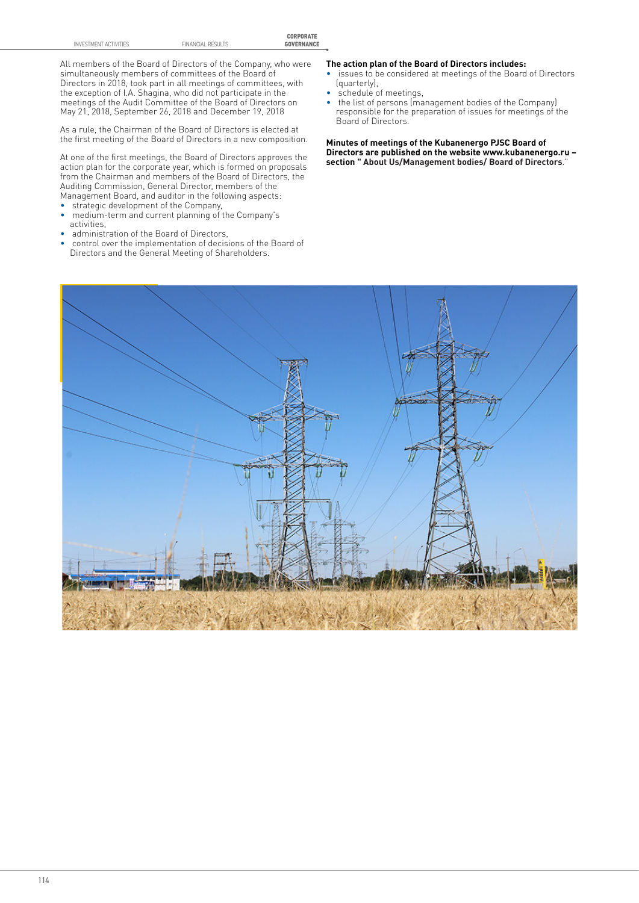All members of the Board of Directors of the Company, who were simultaneously members of committees of the Board of Directors in 2018, took part in all meetings of committees, with the exception of I.A. Shagina, who did not participate in the meetings of the Audit Committee of the Board of Directors on May 21, 2018, September 26, 2018 and December 19, 2018

As a rule, the Chairman of the Board of Directors is elected at the first meeting of the Board of Directors in a new composition.

At one of the first meetings, the Board of Directors approves the action plan for the corporate year, which is formed on proposals from the Chairman and members of the Board of Directors, the Auditing Commission, General Director, members of the Management Board, and auditor in the following aspects:

- strategic development of the Company,
- medium-term and current planning of the Company's activities,
- administration of the Board of Directors,
- control over the implementation of decisions of the Board of Directors and the General Meeting of Shareholders.

**The action plan of the Board of Directors includes:**

- issues to be considered at meetings of the Board of Directors (quarterly),
- schedule of meetings,
- the list of persons (management bodies of the Company) responsible for the preparation of issues for meetings of the Board of Directors.

**Minutes of meetings of the Kubanenergo PJSC Board of Directors are published on the website www.kubanenergo.ru – section " About Us/Management bodies/ Board of Directors**."